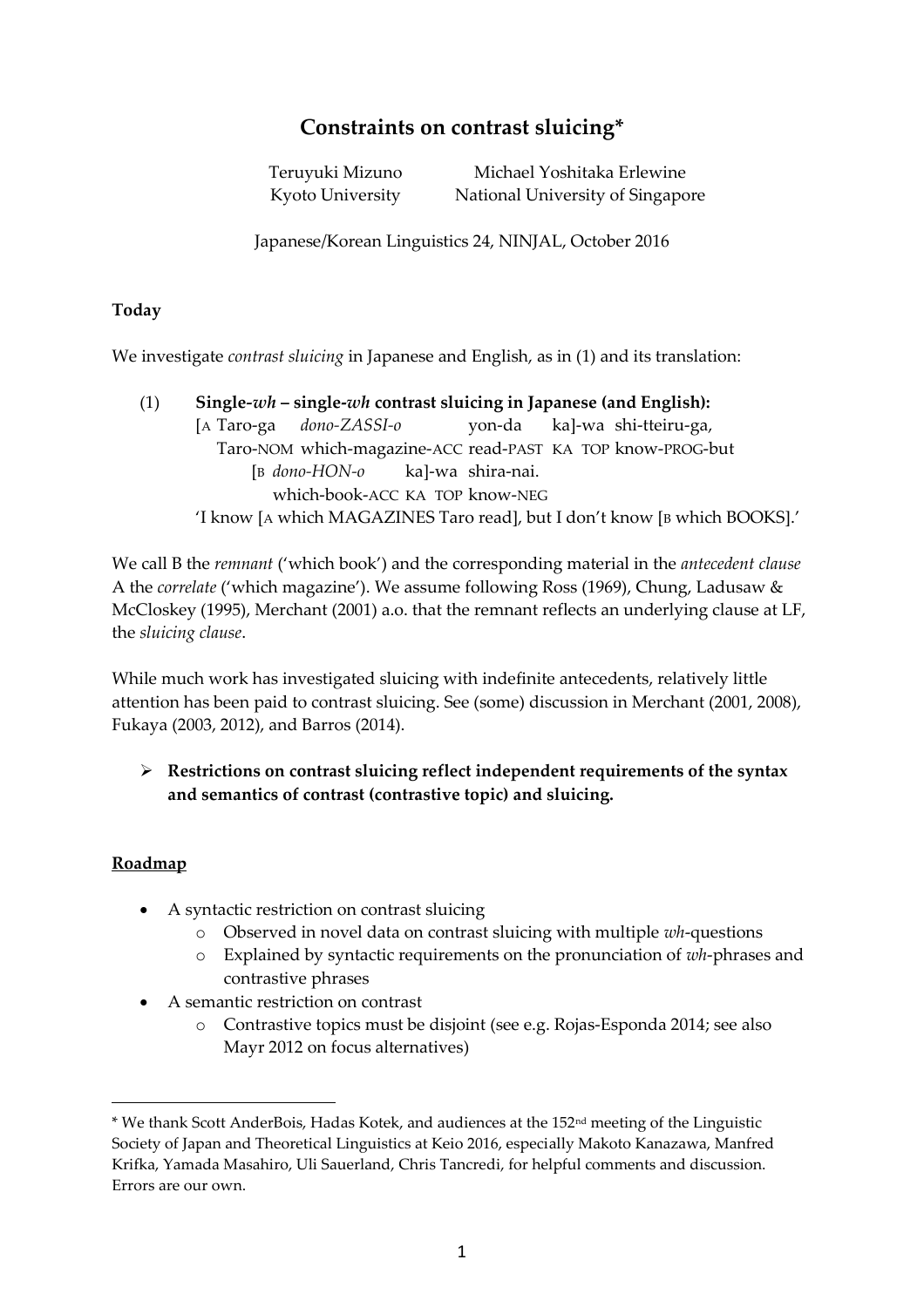# Constraints on contrast sluicing*

Teruyuki Mizuno, Kyoto University
Michael Yoshitaka Erlewine, National University of Singapore

Japanese/Korean Linguistics 24, NINJAL, October 2016

**Today**

We investigate *contrast sluicing* in Japanese and English, as in (1) and its translation:

(1) **Single-*wh* – single-*wh* contrast sluicing in Japanese (and English):**

[A Taro-ga *dono-ZASSI-o* yon-da ka]-wa shi-tteiru-ga,
Taro-NOM which-magazine-ACC read-PAST KA TOP know-PROG-but

[B *dono-HON-o* ka]-wa shira-nai.
which-book-ACC KA TOP know-NEG

'I know [A which MAGAZINES Taro read], but I don't know [B which BOOKS].'

We call B the *remnant* ('which book') and the corresponding material in the *antecedent clause* A the *correlate* ('which magazine'). We assume following Ross (1969), Chung, Ladusaw & McCloskey (1995), Merchant (2001) a.o. that the remnant reflects an underlying clause at LF, the *sluicing clause*.

While much work has investigated sluicing with indefinite antecedents, relatively little attention has been paid to contrast sluicing. See (some) discussion in Merchant (2001, 2008), Fukaya (2003, 2012), and Barros (2014).

- **Restrictions on contrast sluicing reflect independent requirements of the syntax and semantics of contrast (contrastive topic) and sluicing.**

## Roadmap

- A syntactic restriction on contrast sluicing
  - Observed in novel data on contrast sluicing with multiple *wh*-questions
  - Explained by syntactic requirements on the pronunciation of *wh*-phrases and contrastive phrases
- A semantic restriction on contrast
  - Contrastive topics must be disjoint (see e.g. Rojas-Esponda 2014; see also Mayr 2012 on focus alternatives)

---

\* We thank Scott AnderBois, Hadas Kotek, and audiences at the 152nd meeting of the Linguistic Society of Japan and Theoretical Linguistics at Keio 2016, especially Makoto Kanazawa, Manfred Krifka, Yamada Masahiro, Uli Sauerland, Chris Tancredi, for helpful comments and discussion. Errors are our own.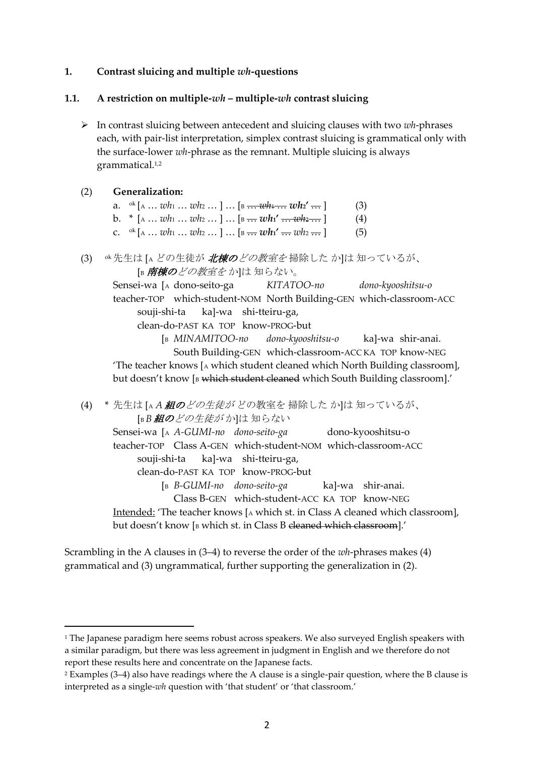**1. Contrast sluicing and multiple *wh*-questions**

**1.1. A restriction on multiple-*wh* – multiple-*wh* contrast sluicing**

➢ In contrast sluicing between antecedent and sluicing clauses with two *wh*-phrases each, with pair-list interpretation, simplex contrast sluicing is grammatical only with the surface-lower *wh*-phrase as the remnant. Multiple sluicing is always grammatical.[1,2]

(2) **Generalization:**

a. $^{ok}$ [$_A$ … $wh_1$ … $wh_2$ … ] … [$_B$ ~~… $wh_1$ …~~ $\boldsymbol{wh_2'}$ ~~…~~ ] (3)

b. * [$_A$ … $wh_1$ … $wh_2$ … ] … [$_B$ ~~…~~ $\boldsymbol{wh_1'}$ ~~… $wh_2$ …~~ ] (4)

c. $^{ok}$ [$_A$ … $wh_1$ … $wh_2$ … ] … [$_B$ ~~…~~ $\boldsymbol{wh_1'}$ ~~…~~ $wh_2$ ~~…~~ ] (5)

(3) $^{ok}$先生は [$_A$ どの生徒が ***北棟の****どの教室を* 掃除した か]は 知っているが、
[$_B$ ***南棟の****どの教室を* か]は 知らない。

Sensei-wa [$_A$ dono-seito-ga *KITATOO-no* *dono-kyooshitsu-o*
teacher-TOP which-student-NOM North Building-GEN which-classroom-ACC
souji-shi-ta ka]-wa shi-tteiru-ga,
clean-do-PAST KA TOP know-PROG-but
[$_B$ *MINAMITOO-no* *dono-kyooshitsu-o* ka]-wa shir-anai.
South Building-GEN which-classroom-ACC KA TOP know-NEG

'The teacher knows [$_A$ which student cleaned which North Building classroom], but doesn't know [$_B$ ~~which student cleaned~~ which South Building classroom].'

(4) * 先生は [$_A$ ***A 組の****どの生徒が* どの教室を 掃除した か]は 知っているが、
[$_B$ ***B 組の****どの生徒が* か]は 知らない

Sensei-wa [$_A$ *A-GUMI-no* *dono-seito-ga* dono-kyooshitsu-o
teacher-TOP Class A-GEN which-student-NOM which-classroom-ACC
souji-shi-ta ka]-wa shi-tteiru-ga,
clean-do-PAST KA TOP know-PROG-but
[$_B$ *B-GUMI-no* *dono-seito-ga* ka]-wa shir-anai.
Class B-GEN which-student-ACC KA TOP know-NEG

Intended: 'The teacher knows [$_A$ which st. in Class A cleaned which classroom], but doesn't know [$_B$ which st. in Class B ~~cleaned which classroom~~].'

Scrambling in the A clauses in (3–4) to reverse the order of the *wh*-phrases makes (4) grammatical and (3) ungrammatical, further supporting the generalization in (2).

---

[1] The Japanese paradigm here seems robust across speakers. We also surveyed English speakers with a similar paradigm, but there was less agreement in judgment in English and we therefore do not report these results here and concentrate on the Japanese facts.

[2] Examples (3–4) also have readings where the A clause is a single-pair question, where the B clause is interpreted as a single-*wh* question with 'that student' or 'that classroom.'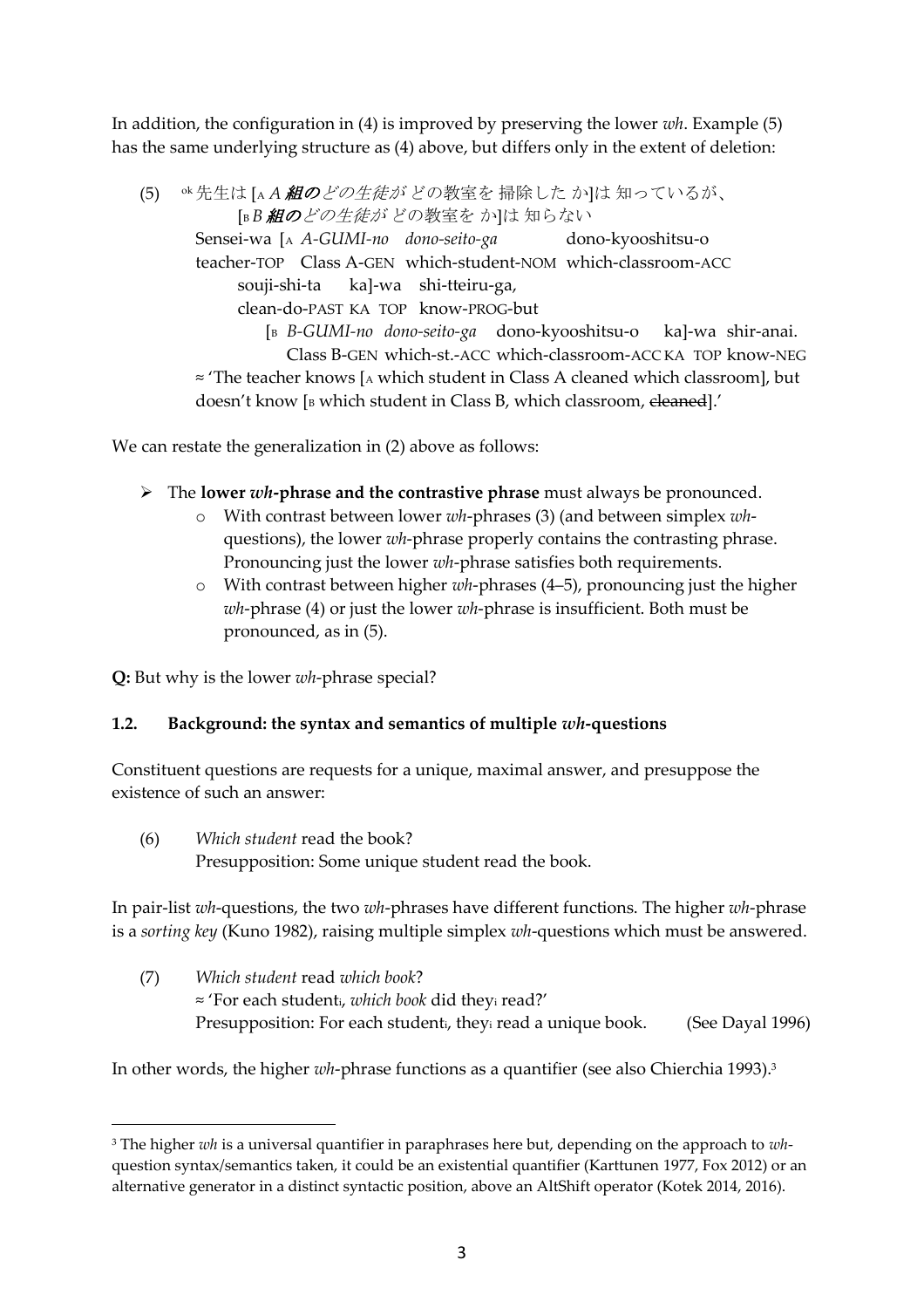In addition, the configuration in (4) is improved by preserving the lower *wh*. Example (5) has the same underlying structure as (4) above, but differs only in the extent of deletion:

(5) ᵒᵏ先生は [A ***A*** ***組の****どの生徒が* どの教室を 掃除した か]は 知っているが、
[B ***B*** ***組の****どの生徒が* どの教室を か]は 知らない
Sensei-wa [A *A-GUMI-no dono-seito-ga* dono-kyooshitsu-o
teacher-TOP Class A-GEN which-student-NOM which-classroom-ACC
souji-shi-ta ka]-wa shi-tteiru-ga,
clean-do-PAST KA TOP know-PROG-but
[B *B-GUMI-no dono-seito-ga* dono-kyooshitsu-o ka]-wa shir-anai.
Class B-GEN which-st.-ACC which-classroom-ACC KA TOP know-NEG
≈ 'The teacher knows [A which student in Class A cleaned which classroom], but doesn't know [B which student in Class B, which classroom, ~~cleaned~~].'

We can restate the generalization in (2) above as follows:

- The **lower *wh*-phrase and the contrastive phrase** must always be pronounced.
  - With contrast between lower *wh*-phrases (3) (and between simplex *wh*-questions), the lower *wh*-phrase properly contains the contrasting phrase. Pronouncing just the lower *wh*-phrase satisfies both requirements.
  - With contrast between higher *wh*-phrases (4–5), pronouncing just the higher *wh*-phrase (4) or just the lower *wh*-phrase is insufficient. Both must be pronounced, as in (5).

**Q:** But why is the lower *wh*-phrase special?

### 1.2. Background: the syntax and semantics of multiple *wh*-questions

Constituent questions are requests for a unique, maximal answer, and presuppose the existence of such an answer:

(6) *Which student* read the book?
Presupposition: Some unique student read the book.

In pair-list *wh*-questions, the two *wh*-phrases have different functions. The higher *wh*-phrase is a *sorting key* (Kuno 1982), raising multiple simplex *wh*-questions which must be answered.

(7) *Which student* read *which book*?
≈ 'For each student$_i$, *which book* did they$_i$ read?'
Presupposition: For each student$_i$, they$_i$ read a unique book. (See Dayal 1996)

In other words, the higher *wh*-phrase functions as a quantifier (see also Chierchia 1993).[3]

[3] The higher *wh* is a universal quantifier in paraphrases here but, depending on the approach to *wh*-question syntax/semantics taken, it could be an existential quantifier (Karttunen 1977, Fox 2012) or an alternative generator in a distinct syntactic position, above an AltShift operator (Kotek 2014, 2016).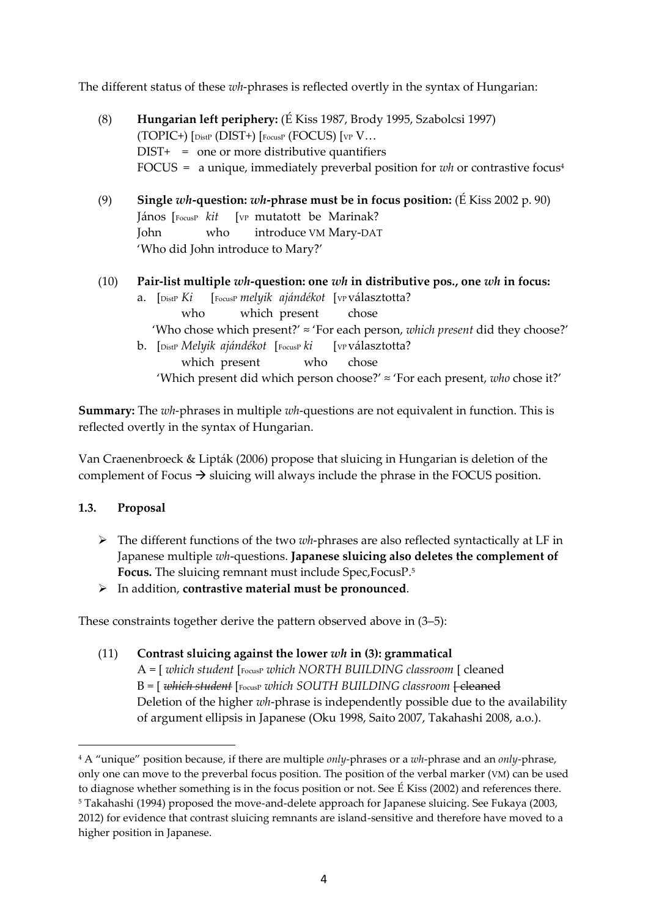The different status of these *wh*-phrases is reflected overtly in the syntax of Hungarian:

(8) **Hungarian left periphery:** (É Kiss 1987, Brody 1995, Szabolcsi 1997)
(TOPIC+) [$_{\text{DistP}}$ (DIST+) [$_{\text{FocusP}}$ (FOCUS) [$_{\text{VP}}$ V…
DIST+ = one or more distributive quantifiers
FOCUS = a unique, immediately preverbal position for *wh* or contrastive focus[4]

(9) **Single *wh*-question: *wh*-phrase must be in focus position:** (É Kiss 2002 p. 90)
János [$_{\text{FocusP}}$ *kit* [$_{\text{VP}}$ mutatott be Marinak?
John who introduce VM Mary-DAT
'Who did John introduce to Mary?'

(10) **Pair-list multiple *wh*-question: one *wh* in distributive pos., one *wh* in focus:**
a. [$_{\text{DistP}}$ *Ki* [$_{\text{FocusP}}$ *melyik ajándékot* [$_{\text{VP}}$ választotta?
who which present chose
'Who chose which present?' ≈ 'For each person, *which present* did they choose?'
b. [$_{\text{DistP}}$ *Melyik ajándékot* [$_{\text{FocusP}}$ *ki* [$_{\text{VP}}$ választotta?
which present who chose
'Which present did which person choose?' ≈ 'For each present, *who* chose it?'

**Summary:** The *wh*-phrases in multiple *wh*-questions are not equivalent in function. This is reflected overtly in the syntax of Hungarian.

Van Craenenbroeck & Lipták (2006) propose that sluicing in Hungarian is deletion of the complement of Focus → sluicing will always include the phrase in the FOCUS position.

### 1.3. Proposal

- The different functions of the two *wh*-phrases are also reflected syntactically at LF in Japanese multiple *wh*-questions. **Japanese sluicing also deletes the complement of Focus.** The sluicing remnant must include Spec,FocusP.[5]
- In addition, **contrastive material must be pronounced**.

These constraints together derive the pattern observed above in (3–5):

(11) **Contrast sluicing against the lower *wh* in (3): grammatical**
A = [ *which student* [$_{\text{FocusP}}$ *which NORTH BUILDING classroom* [ cleaned
B = [ ~~*which student*~~ [$_{\text{FocusP}}$ *which SOUTH BUILDING classroom* ~~[ cleaned~~
Deletion of the higher *wh*-phrase is independently possible due to the availability of argument ellipsis in Japanese (Oku 1998, Saito 2007, Takahashi 2008, a.o.).

---

[4] A "unique" position because, if there are multiple *only*-phrases or a *wh*-phrase and an *only*-phrase, only one can move to the preverbal focus position. The position of the verbal marker (VM) can be used to diagnose whether something is in the focus position or not. See É Kiss (2002) and references there.

[5] Takahashi (1994) proposed the move-and-delete approach for Japanese sluicing. See Fukaya (2003, 2012) for evidence that contrast sluicing remnants are island-sensitive and therefore have moved to a higher position in Japanese.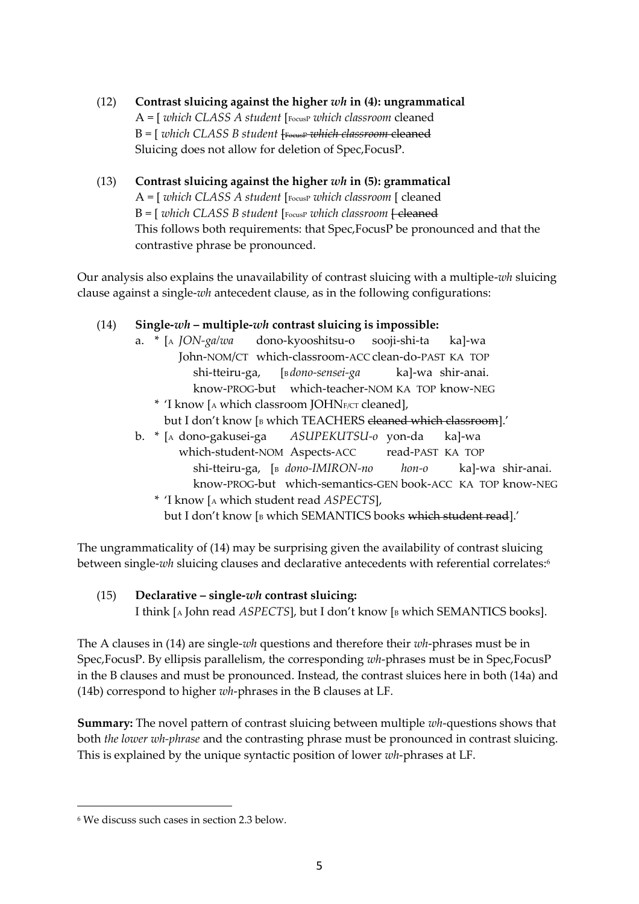(12) **Contrast sluicing against the higher *wh* in (4): ungrammatical**
A = [ *which CLASS A student* [FocusP *which classroom* cleaned
B = [ *which CLASS B student* ~~[FocusP *which classroom* cleaned~~
Sluicing does not allow for deletion of Spec,FocusP.

(13) **Contrast sluicing against the higher *wh* in (5): grammatical**
A = [ *which CLASS A student* [FocusP *which classroom* [ cleaned
B = [ *which CLASS B student* [FocusP *which classroom* ~~[ cleaned~~
This follows both requirements: that Spec,FocusP be pronounced and that the contrastive phrase be pronounced.

Our analysis also explains the unavailability of contrast sluicing with a multiple-*wh* sluicing clause against a single-*wh* antecedent clause, as in the following configurations:

(14) **Single-*wh* – multiple-*wh* contrast sluicing is impossible:**

a. * [A *JON-ga/wa* dono-kyooshitsu-o sooji-shi-ta ka]-wa
John-NOM/CT which-classroom-ACC clean-do-PAST KA TOP
shi-tteiru-ga, [B *dono-sensei-ga* ka]-wa shir-anai.
know-PROG-but which-teacher-NOM KA TOP know-NEG
* 'I know [A which classroom JOHN$_{F/CT}$ cleaned],
but I don't know [B which TEACHERS ~~cleaned which classroom~~].'

b. * [A dono-gakusei-ga *ASUPEKUTSU-o* yon-da ka]-wa
which-student-NOM Aspects-ACC read-PAST KA TOP
shi-tteiru-ga, [B *dono-IMIRON-no hon-o* ka]-wa shir-anai.
know-PROG-but which-semantics-GEN book-ACC KA TOP know-NEG
* 'I know [A which student read *ASPECTS*],
but I don't know [B which SEMANTICS books ~~which student read~~].'

The ungrammaticality of (14) may be surprising given the availability of contrast sluicing between single-*wh* sluicing clauses and declarative antecedents with referential correlates:[6]

(15) **Declarative – single-*wh* contrast sluicing:**
I think [A John read *ASPECTS*], but I don't know [B which SEMANTICS books].

The A clauses in (14) are single-*wh* questions and therefore their *wh*-phrases must be in Spec,FocusP. By ellipsis parallelism, the corresponding *wh*-phrases must be in Spec,FocusP in the B clauses and must be pronounced. Instead, the contrast sluices here in both (14a) and (14b) correspond to higher *wh*-phrases in the B clauses at LF.

**Summary:** The novel pattern of contrast sluicing between multiple *wh*-questions shows that both *the lower wh-phrase* and the contrasting phrase must be pronounced in contrast sluicing. This is explained by the unique syntactic position of lower *wh*-phrases at LF.

[6] We discuss such cases in section 2.3 below.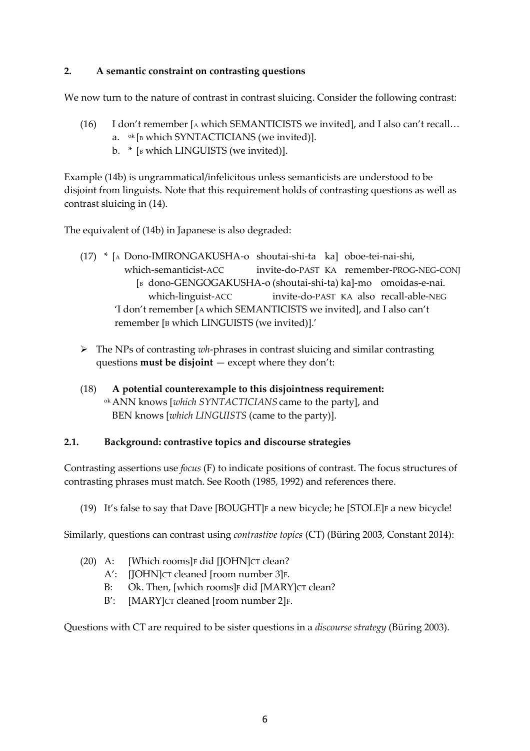## 2. A semantic constraint on contrasting questions

We now turn to the nature of contrast in contrast sluicing. Consider the following contrast:

(16) I don't remember [A which SEMANTICISTS we invited], and I also can't recall…
  a. ok [B which SYNTACTICIANS (we invited)].
  b. * [B which LINGUISTS (we invited)].

Example (14b) is ungrammatical/infelicitous unless semanticists are understood to be disjoint from linguists. Note that this requirement holds of contrasting questions as well as contrast sluicing in (14).

The equivalent of (14b) in Japanese is also degraded:

(17) * [A Dono-IMIRONGAKUSHA-o shoutai-shi-ta ka] oboe-tei-nai-shi,
   which-semanticist-ACC invite-do-PAST KA remember-PROG-NEG-CONJ
   [B dono-GENGOGAKUSHA-o (shoutai-shi-ta) ka]-mo omoidas-e-nai.
   which-linguist-ACC invite-do-PAST KA also recall-able-NEG
  'I don't remember [A which SEMANTICISTS we invited], and I also can't remember [B which LINGUISTS (we invited)].'

- The NPs of contrasting *wh*-phrases in contrast sluicing and similar contrasting questions **must be disjoint** — except where they don't:

(18) **A potential counterexample to this disjointness requirement:**
  ok ANN knows [*which SYNTACTICIANS* came to the party], and
  BEN knows [*which LINGUISTS* (came to the party)].

### 2.1. Background: contrastive topics and discourse strategies

Contrasting assertions use *focus* (F) to indicate positions of contrast. The focus structures of contrasting phrases must match. See Rooth (1985, 1992) and references there.

(19) It's false to say that Dave [BOUGHT]F a new bicycle; he [STOLE]F a new bicycle!

Similarly, questions can contrast using *contrastive topics* (CT) (Büring 2003, Constant 2014):

(20) A: [Which rooms]F did [JOHN]CT clean?
  A′: [JOHN]CT cleaned [room number 3]F.
  B: Ok. Then, [which rooms]F did [MARY]CT clean?
  B′: [MARY]CT cleaned [room number 2]F.

Questions with CT are required to be sister questions in a *discourse strategy* (Büring 2003).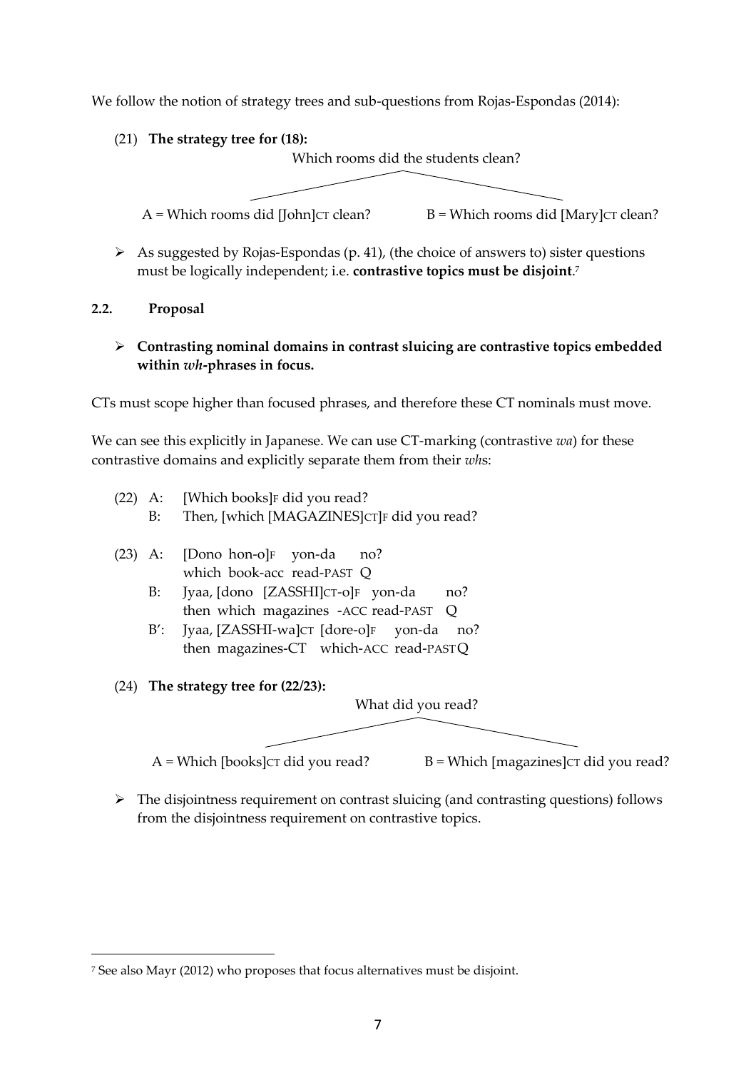We follow the notion of strategy trees and sub-questions from Rojas-Espondas (2014):

(21) **The strategy tree for (18):**

Which rooms did the students clean?

A = Which rooms did [John]$_{CT}$ clean? B = Which rooms did [Mary]$_{CT}$ clean?

- As suggested by Rojas-Espondas (p. 41), (the choice of answers to) sister questions must be logically independent; i.e. **contrastive topics must be disjoint**.[7]

## 2.2. Proposal

- **Contrasting nominal domains in contrast sluicing are contrastive topics embedded within *wh*-phrases in focus.**

CTs must scope higher than focused phrases, and therefore these CT nominals must move.

We can see this explicitly in Japanese. We can use CT-marking (contrastive *wa*) for these contrastive domains and explicitly separate them from their *wh*s:

(22) A: [Which books]$_F$ did you read?
B: Then, [which [MAGAZINES]$_{CT}$]$_F$ did you read?

(23) A: [Dono hon-o]$_F$ yon-da no?
which book-acc read-PAST Q
B: Jyaa, [dono [ZASSHI]$_{CT}$-o]$_F$ yon-da no?
then which magazines -ACC read-PAST Q
B′: Jyaa, [ZASSHI-wa]$_{CT}$ [dore-o]$_F$ yon-da no?
then magazines-CT which-ACC read-PAST Q

(24) **The strategy tree for (22/23):**

What did you read?

A = Which [books]$_{CT}$ did you read? B = Which [magazines]$_{CT}$ did you read?

- The disjointness requirement on contrast sluicing (and contrasting questions) follows from the disjointness requirement on contrastive topics.

[7] See also Mayr (2012) who proposes that focus alternatives must be disjoint.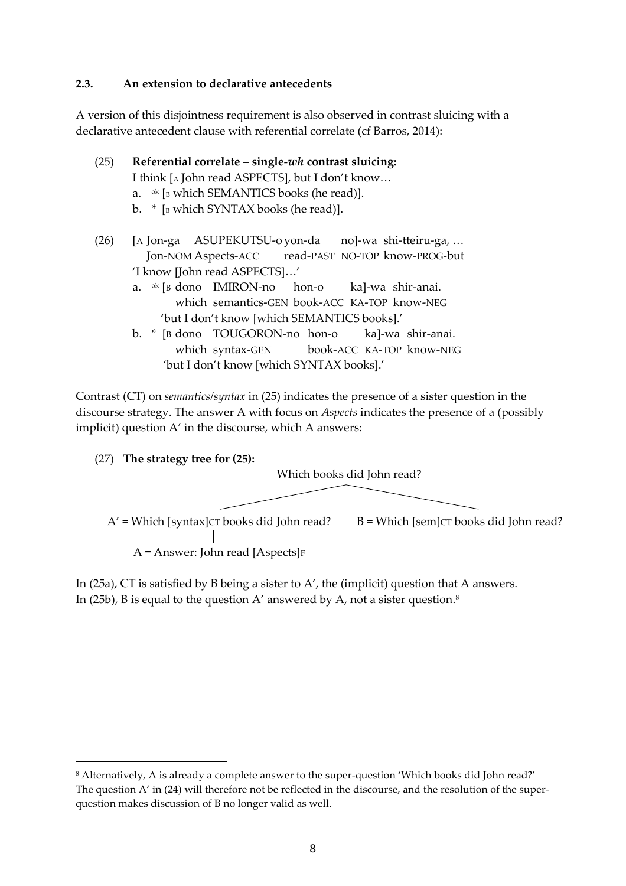### 2.3. An extension to declarative antecedents

A version of this disjointness requirement is also observed in contrast sluicing with a declarative antecedent clause with referential correlate (cf Barros, 2014):

(25) **Referential correlate – single-*wh* contrast sluicing:**
I think [A John read ASPECTS], but I don't know…
a. ok [B which SEMANTICS books (he read)].
b. * [B which SYNTAX books (he read)].

(26) [A Jon-ga ASUPEKUTSU-o yon-da no]-wa shi-tteiru-ga, …
Jon-NOM Aspects-ACC read-PAST NO-TOP know-PROG-but
'I know [John read ASPECTS]…'
a. ok [B dono IMIRON-no hon-o ka]-wa shir-anai.
which semantics-GEN book-ACC KA-TOP know-NEG
'but I don't know [which SEMANTICS books].'
b. * [B dono TOUGORON-no hon-o ka]-wa shir-anai.
which syntax-GEN book-ACC KA-TOP know-NEG
'but I don't know [which SYNTAX books].'

Contrast (CT) on *semantics/syntax* in (25) indicates the presence of a sister question in the discourse strategy. The answer A with focus on *Aspects* indicates the presence of a (possibly implicit) question A' in the discourse, which A answers:

(27) **The strategy tree for (25):**

```
                              Which books did John read?
                    /                                        \
A' = Which [syntax]CT books did John read?      B = Which [sem]CT books did John read?
            |
A = Answer: John read [Aspects]F
```

In (25a), CT is satisfied by B being a sister to A', the (implicit) question that A answers. In (25b), B is equal to the question A' answered by A, not a sister question.[8]

---

[8] Alternatively, A is already a complete answer to the super-question 'Which books did John read?' The question A' in (24) will therefore not be reflected in the discourse, and the resolution of the super-question makes discussion of B no longer valid as well.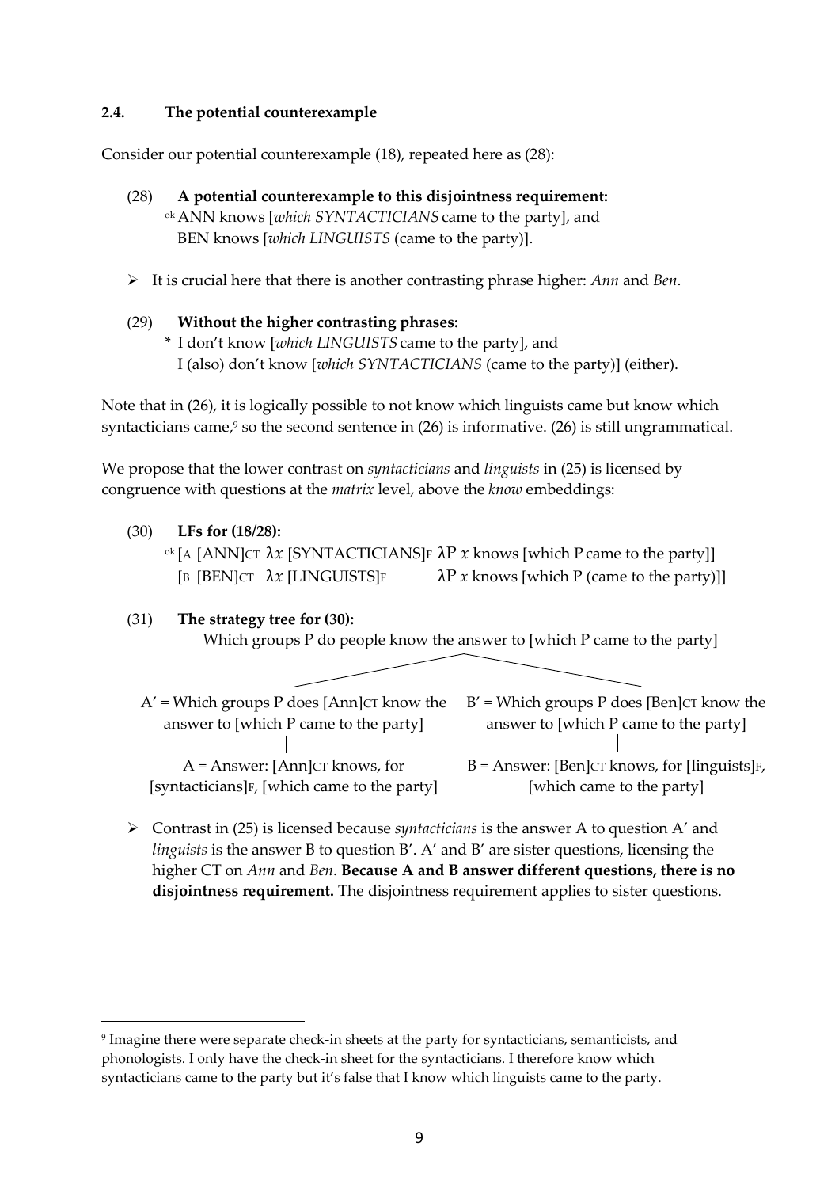### 2.4. The potential counterexample

Consider our potential counterexample (18), repeated here as (28):

(28) **A potential counterexample to this disjointness requirement:**
ok ANN knows [*which SYNTACTICIANS* came to the party], and
BEN knows [*which LINGUISTS* (came to the party)].

- It is crucial here that there is another contrasting phrase higher: *Ann* and *Ben*.

(29) **Without the higher contrasting phrases:**
\* I don't know [*which LINGUISTS* came to the party], and
I (also) don't know [*which SYNTACTICIANS* (came to the party)] (either).

Note that in (26), it is logically possible to not know which linguists came but know which syntacticians came,[9] so the second sentence in (26) is informative. (26) is still ungrammatical.

We propose that the lower contrast on *syntacticians* and *linguists* in (25) is licensed by congruence with questions at the *matrix* level, above the *know* embeddings:

(30) **LFs for (18/28):**
ok [$_A$ [ANN]$_{CT}$ λ*x* [SYNTACTICIANS]$_F$ λP *x* knows [which P came to the party]]
[$_B$ [BEN]$_{CT}$ λ*x* [LINGUISTS]$_F$ λP *x* knows [which P (came to the party)]]

(31) **The strategy tree for (30):**

Which groups P do people know the answer to [which P came to the party]

- A′ = Which groups P does [Ann]$_{CT}$ know the answer to [which P came to the party]
  - A = Answer: [Ann]$_{CT}$ knows, for [syntacticians]$_F$, [which came to the party]
- B′ = Which groups P does [Ben]$_{CT}$ know the answer to [which P came to the party]
  - B = Answer: [Ben]$_{CT}$ knows, for [linguists]$_F$, [which came to the party]

- Contrast in (25) is licensed because *syntacticians* is the answer A to question A′ and *linguists* is the answer B to question B′. A′ and B′ are sister questions, licensing the higher CT on *Ann* and *Ben*. **Because A and B answer different questions, there is no disjointness requirement.** The disjointness requirement applies to sister questions.

---

[9] Imagine there were separate check-in sheets at the party for syntacticians, semanticists, and phonologists. I only have the check-in sheet for the syntacticians. I therefore know which syntacticians came to the party but it's false that I know which linguists came to the party.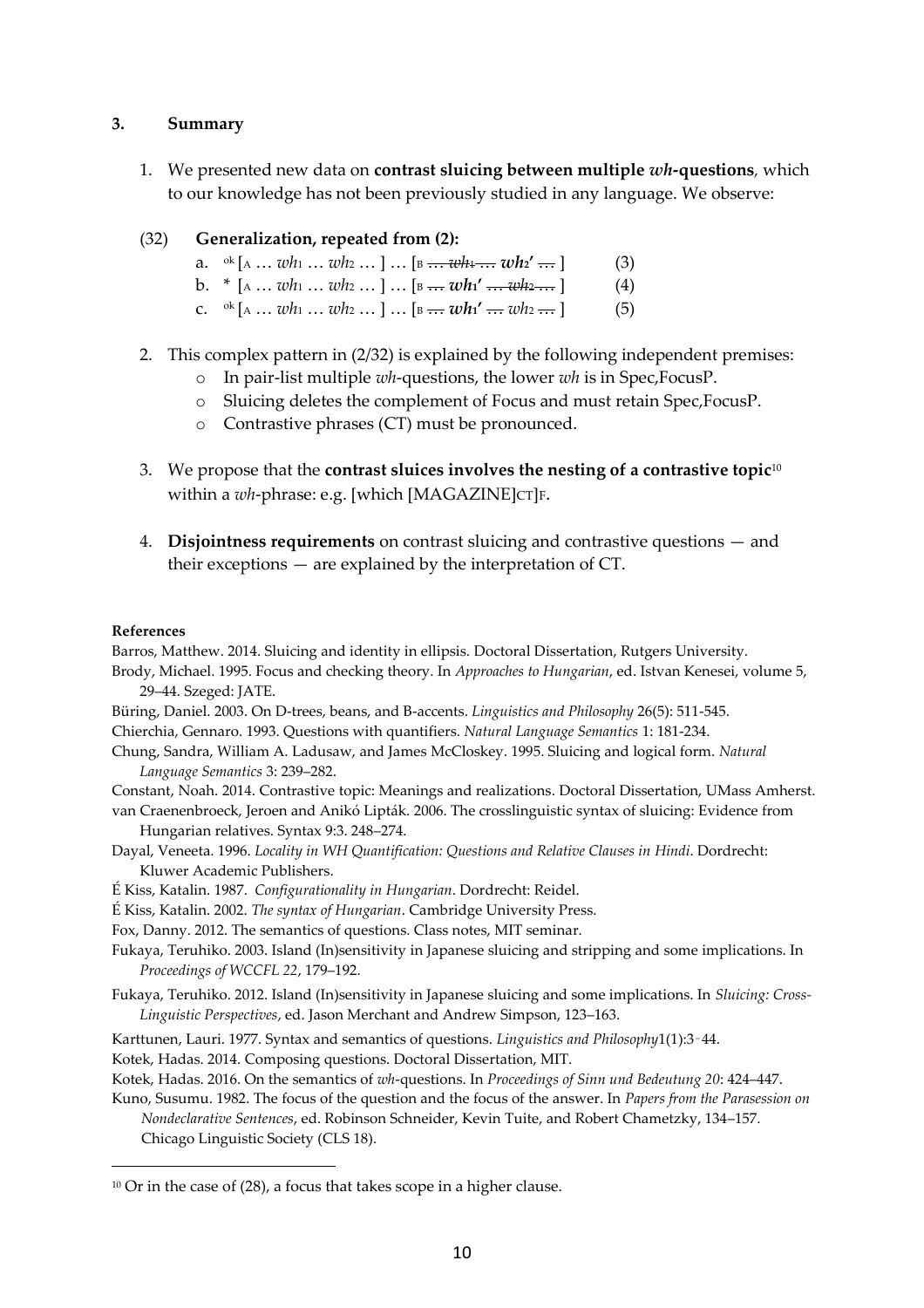### 3. Summary

1. We presented new data on **contrast sluicing between multiple *wh*-questions**, which to our knowledge has not been previously studied in any language. We observe:

(32) **Generalization, repeated from (2):**

a. $^{ok}$ [$_A$ … $wh_1$ … $wh_2$ … ] … [$_B$ ~~… $wh_1$ …~~ $\boldsymbol{wh_2'}$ ~~…~~ ] (3)

b. \* [$_A$ … $wh_1$ … $wh_2$ … ] … [$_B$ ~~…~~ $\boldsymbol{wh_1'}$ ~~… $wh_2$ …~~ ] (4)

c. $^{ok}$ [$_A$ … $wh_1$ … $wh_2$ … ] … [$_B$ ~~…~~ $\boldsymbol{wh_1'}$ ~~…~~ $wh_2$ ~~…~~ ] (5)

2. This complex pattern in (2/32) is explained by the following independent premises:
   - In pair-list multiple *wh*-questions, the lower *wh* is in Spec,FocusP.
   - Sluicing deletes the complement of Focus and must retain Spec,FocusP.
   - Contrastive phrases (CT) must be pronounced.

3. We propose that the **contrast sluices involves the nesting of a contrastive topic**[10] within a *wh*-phrase: e.g. [which [MAGAZINE]$_{CT}$]$_F$.

4. **Disjointness requirements** on contrast sluicing and contrastive questions — and their exceptions — are explained by the interpretation of CT.

#### References

Barros, Matthew. 2014. Sluicing and identity in ellipsis. Doctoral Dissertation, Rutgers University.

Brody, Michael. 1995. Focus and checking theory. In *Approaches to Hungarian*, ed. Istvan Kenesei, volume 5, 29–44. Szeged: JATE.

Büring, Daniel. 2003. On D-trees, beans, and B-accents. *Linguistics and Philosophy* 26(5): 511-545.

Chierchia, Gennaro. 1993. Questions with quantifiers. *Natural Language Semantics* 1: 181-234.

Chung, Sandra, William A. Ladusaw, and James McCloskey. 1995. Sluicing and logical form. *Natural Language Semantics* 3: 239–282.

Constant, Noah. 2014. Contrastive topic: Meanings and realizations. Doctoral Dissertation, UMass Amherst.

van Craenenbroeck, Jeroen and Anikó Lipták. 2006. The crosslinguistic syntax of sluicing: Evidence from Hungarian relatives. Syntax 9:3. 248–274.

Dayal, Veneeta. 1996. *Locality in WH Quantification: Questions and Relative Clauses in Hindi*. Dordrecht: Kluwer Academic Publishers.

É Kiss, Katalin. 1987. *Configurationality in Hungarian*. Dordrecht: Reidel.

É Kiss, Katalin. 2002. *The syntax of Hungarian*. Cambridge University Press.

Fox, Danny. 2012. The semantics of questions. Class notes, MIT seminar.

Fukaya, Teruhiko. 2003. Island (In)sensitivity in Japanese sluicing and stripping and some implications. In *Proceedings of WCCFL 22*, 179–192.

Fukaya, Teruhiko. 2012. Island (In)sensitivity in Japanese sluicing and some implications. In *Sluicing: Cross-Linguistic Perspectives*, ed. Jason Merchant and Andrew Simpson, 123–163.

Karttunen, Lauri. 1977. Syntax and semantics of questions. *Linguistics and Philosophy*1(1):3–44.

Kotek, Hadas. 2014. Composing questions. Doctoral Dissertation, MIT.

Kotek, Hadas. 2016. On the semantics of *wh*-questions. In *Proceedings of Sinn und Bedeutung 20*: 424–447.

Kuno, Susumu. 1982. The focus of the question and the focus of the answer. In *Papers from the Parasession on Nondeclarative Sentences*, ed. Robinson Schneider, Kevin Tuite, and Robert Chametzky, 134–157. Chicago Linguistic Society (CLS 18).

---

[10] Or in the case of (28), a focus that takes scope in a higher clause.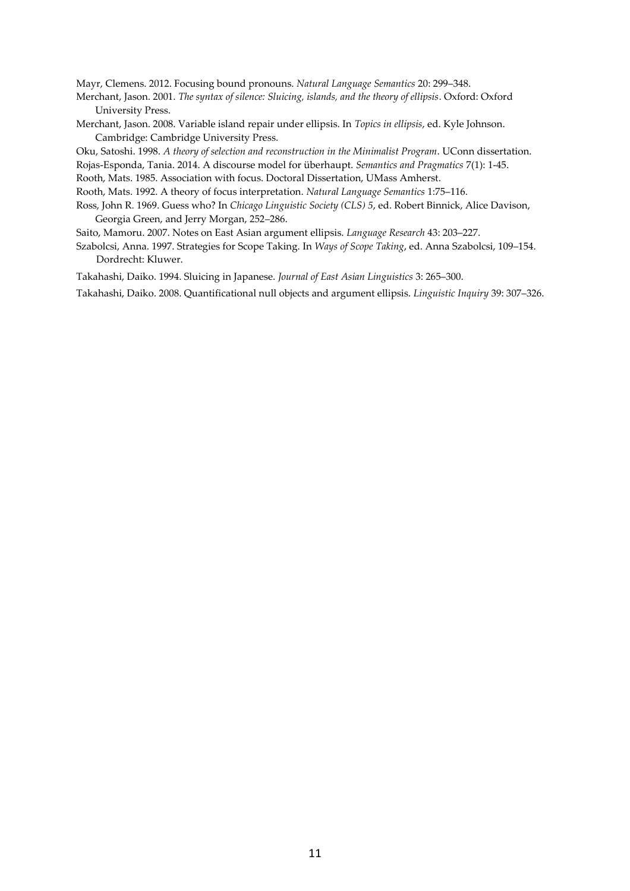Mayr, Clemens. 2012. Focusing bound pronouns. *Natural Language Semantics* 20: 299–348.

Merchant, Jason. 2001. *The syntax of silence: Sluicing, islands, and the theory of ellipsis*. Oxford: Oxford University Press.

Merchant, Jason. 2008. Variable island repair under ellipsis. In *Topics in ellipsis*, ed. Kyle Johnson. Cambridge: Cambridge University Press.

Oku, Satoshi. 1998. *A theory of selection and reconstruction in the Minimalist Program*. UConn dissertation.

Rojas-Esponda, Tania. 2014. A discourse model for überhaupt. *Semantics and Pragmatics* 7(1): 1-45.

Rooth, Mats. 1985. Association with focus. Doctoral Dissertation, UMass Amherst.

Rooth, Mats. 1992. A theory of focus interpretation. *Natural Language Semantics* 1:75–116.

Ross, John R. 1969. Guess who? In *Chicago Linguistic Society (CLS) 5*, ed. Robert Binnick, Alice Davison, Georgia Green, and Jerry Morgan, 252–286.

Saito, Mamoru. 2007. Notes on East Asian argument ellipsis. *Language Research* 43: 203–227.

Szabolcsi, Anna. 1997. Strategies for Scope Taking. In *Ways of Scope Taking*, ed. Anna Szabolcsi, 109–154. Dordrecht: Kluwer.

Takahashi, Daiko. 1994. Sluicing in Japanese. *Journal of East Asian Linguistics* 3: 265–300.

Takahashi, Daiko. 2008. Quantificational null objects and argument ellipsis. *Linguistic Inquiry* 39: 307–326.